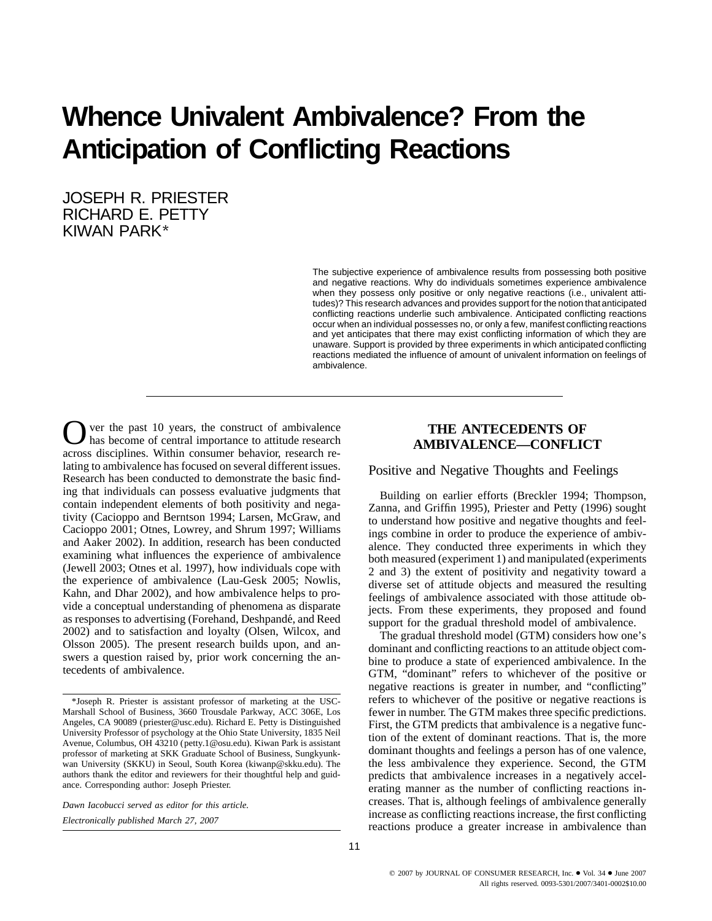# Whence Univalent Ambivalence? From the Anticipation of Conflicting Reactions

JOSEPH R. PRIESTER
RICHARD E. PETTY
KIWAN PARK*

The subjective experience of ambivalence results from possessing both positive and negative reactions. Why do individuals sometimes experience ambivalence when they possess only positive or only negative reactions (i.e., univalent attitudes)? This research advances and provides support for the notion that anticipated conflicting reactions underlie such ambivalence. Anticipated conflicting reactions occur when an individual possesses no, or only a few, manifest conflicting reactions and yet anticipates that there may exist conflicting information of which they are unaware. Support is provided by three experiments in which anticipated conflicting reactions mediated the influence of amount of univalent information on feelings of ambivalence.

Over the past 10 years, the construct of ambivalence has become of central importance to attitude research across disciplines. Within consumer behavior, research relating to ambivalence has focused on several different issues. Research has been conducted to demonstrate the basic finding that individuals can possess evaluative judgments that contain independent elements of both positivity and negativity (Cacioppo and Berntson 1994; Larsen, McGraw, and Cacioppo 2001; Otnes, Lowrey, and Shrum 1997; Williams and Aaker 2002). In addition, research has been conducted examining what influences the experience of ambivalence (Jewell 2003; Otnes et al. 1997), how individuals cope with the experience of ambivalence (Lau-Gesk 2005; Nowlis, Kahn, and Dhar 2002), and how ambivalence helps to provide a conceptual understanding of phenomena as disparate as responses to advertising (Forehand, Deshpandé, and Reed 2002) and to satisfaction and loyalty (Olsen, Wilcox, and Olsson 2005). The present research builds upon, and answers a question raised by, prior work concerning the antecedents of ambivalence.

## THE ANTECEDENTS OF AMBIVALENCE—CONFLICT

### Positive and Negative Thoughts and Feelings

Building on earlier efforts (Breckler 1994; Thompson, Zanna, and Griffin 1995), Priester and Petty (1996) sought to understand how positive and negative thoughts and feelings combine in order to produce the experience of ambivalence. They conducted three experiments in which they both measured (experiment 1) and manipulated (experiments 2 and 3) the extent of positivity and negativity toward a diverse set of attitude objects and measured the resulting feelings of ambivalence associated with those attitude objects. From these experiments, they proposed and found support for the gradual threshold model of ambivalence.

The gradual threshold model (GTM) considers how one's dominant and conflicting reactions to an attitude object combine to produce a state of experienced ambivalence. In the GTM, "dominant" refers to whichever of the positive or negative reactions is greater in number, and "conflicting" refers to whichever of the positive or negative reactions is fewer in number. The GTM makes three specific predictions. First, the GTM predicts that ambivalence is a negative function of the extent of dominant reactions. That is, the more dominant thoughts and feelings a person has of one valence, the less ambivalence they experience. Second, the GTM predicts that ambivalence increases in a negatively accelerating manner as the number of conflicting reactions increases. That is, although feelings of ambivalence generally increase as conflicting reactions increase, the first conflicting reactions produce a greater increase in ambivalence than

*Joseph R. Priester is assistant professor of marketing at the USC-Marshall School of Business, 3660 Trousdale Parkway, ACC 306E, Los Angeles, CA 90089 (priester@usc.edu). Richard E. Petty is Distinguished University Professor of psychology at the Ohio State University, 1835 Neil Avenue, Columbus, OH 43210 (petty.1@osu.edu). Kiwan Park is assistant professor of marketing at SKK Graduate School of Business, Sungkyunkwan University (SKKU) in Seoul, South Korea (kiwanp@skku.edu). The authors thank the editor and reviewers for their thoughtful help and guidance. Corresponding author: Joseph Priester.

*Dawn Iacobucci served as editor for this article.*

*Electronically published March 27, 2007*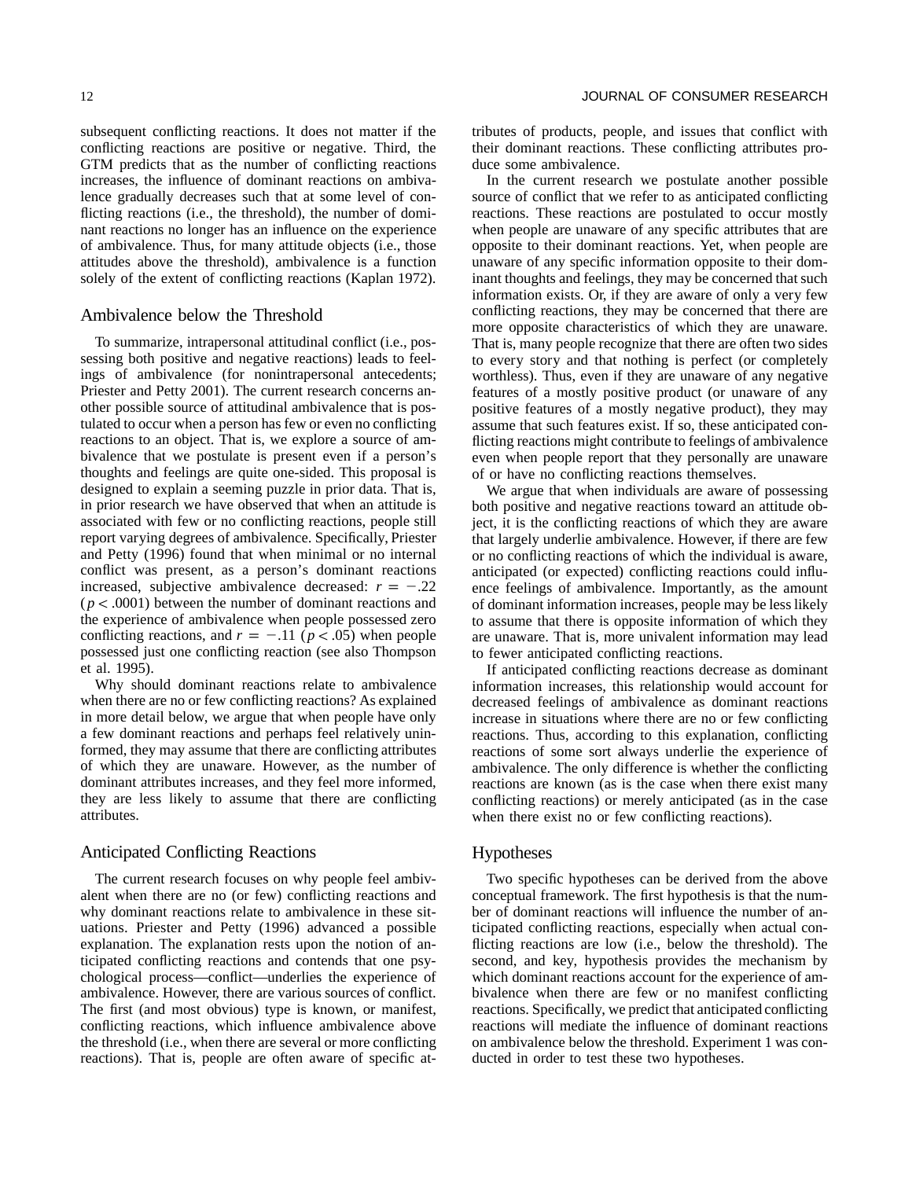subsequent conflicting reactions. It does not matter if the conflicting reactions are positive or negative. Third, the GTM predicts that as the number of conflicting reactions increases, the influence of dominant reactions on ambivalence gradually decreases such that at some level of conflicting reactions (i.e., the threshold), the number of dominant reactions no longer has an influence on the experience of ambivalence. Thus, for many attitude objects (i.e., those attitudes above the threshold), ambivalence is a function solely of the extent of conflicting reactions (Kaplan 1972).

## Ambivalence below the Threshold

To summarize, intrapersonal attitudinal conflict (i.e., possessing both positive and negative reactions) leads to feelings of ambivalence (for nonintrapersonal antecedents; Priester and Petty 2001). The current research concerns another possible source of attitudinal ambivalence that is postulated to occur when a person has few or even no conflicting reactions to an object. That is, we explore a source of ambivalence that we postulate is present even if a person's thoughts and feelings are quite one-sided. This proposal is designed to explain a seeming puzzle in prior data. That is, in prior research we have observed that when an attitude is associated with few or no conflicting reactions, people still report varying degrees of ambivalence. Specifically, Priester and Petty (1996) found that when minimal or no internal conflict was present, as a person's dominant reactions increased, subjective ambivalence decreased: $r = -.22$ ($p < .0001$) between the number of dominant reactions and the experience of ambivalence when people possessed zero conflicting reactions, and $r = -.11$ ($p < .05$) when people possessed just one conflicting reaction (see also Thompson et al. 1995).

Why should dominant reactions relate to ambivalence when there are no or few conflicting reactions? As explained in more detail below, we argue that when people have only a few dominant reactions and perhaps feel relatively uninformed, they may assume that there are conflicting attributes of which they are unaware. However, as the number of dominant attributes increases, and they feel more informed, they are less likely to assume that there are conflicting attributes.

## Anticipated Conflicting Reactions

The current research focuses on why people feel ambivalent when there are no (or few) conflicting reactions and why dominant reactions relate to ambivalence in these situations. Priester and Petty (1996) advanced a possible explanation. The explanation rests upon the notion of anticipated conflicting reactions and contends that one psychological process—conflict—underlies the experience of ambivalence. However, there are various sources of conflict. The first (and most obvious) type is known, or manifest, conflicting reactions, which influence ambivalence above the threshold (i.e., when there are several or more conflicting reactions). That is, people are often aware of specific attributes of products, people, and issues that conflict with their dominant reactions. These conflicting attributes produce some ambivalence.

In the current research we postulate another possible source of conflict that we refer to as anticipated conflicting reactions. These reactions are postulated to occur mostly when people are unaware of any specific attributes that are opposite to their dominant reactions. Yet, when people are unaware of any specific information opposite to their dominant thoughts and feelings, they may be concerned that such information exists. Or, if they are aware of only a very few conflicting reactions, they may be concerned that there are more opposite characteristics of which they are unaware. That is, many people recognize that there are often two sides to every story and that nothing is perfect (or completely worthless). Thus, even if they are unaware of any negative features of a mostly positive product (or unaware of any positive features of a mostly negative product), they may assume that such features exist. If so, these anticipated conflicting reactions might contribute to feelings of ambivalence even when people report that they personally are unaware of or have no conflicting reactions themselves.

We argue that when individuals are aware of possessing both positive and negative reactions toward an attitude object, it is the conflicting reactions of which they are aware that largely underlie ambivalence. However, if there are few or no conflicting reactions of which the individual is aware, anticipated (or expected) conflicting reactions could influence feelings of ambivalence. Importantly, as the amount of dominant information increases, people may be less likely to assume that there is opposite information of which they are unaware. That is, more univalent information may lead to fewer anticipated conflicting reactions.

If anticipated conflicting reactions decrease as dominant information increases, this relationship would account for decreased feelings of ambivalence as dominant reactions increase in situations where there are no or few conflicting reactions. Thus, according to this explanation, conflicting reactions of some sort always underlie the experience of ambivalence. The only difference is whether the conflicting reactions are known (as is the case when there exist many conflicting reactions) or merely anticipated (as in the case when there exist no or few conflicting reactions).

## Hypotheses

Two specific hypotheses can be derived from the above conceptual framework. The first hypothesis is that the number of dominant reactions will influence the number of anticipated conflicting reactions, especially when actual conflicting reactions are low (i.e., below the threshold). The second, and key, hypothesis provides the mechanism by which dominant reactions account for the experience of ambivalence when there are few or no manifest conflicting reactions. Specifically, we predict that anticipated conflicting reactions will mediate the influence of dominant reactions on ambivalence below the threshold. Experiment 1 was conducted in order to test these two hypotheses.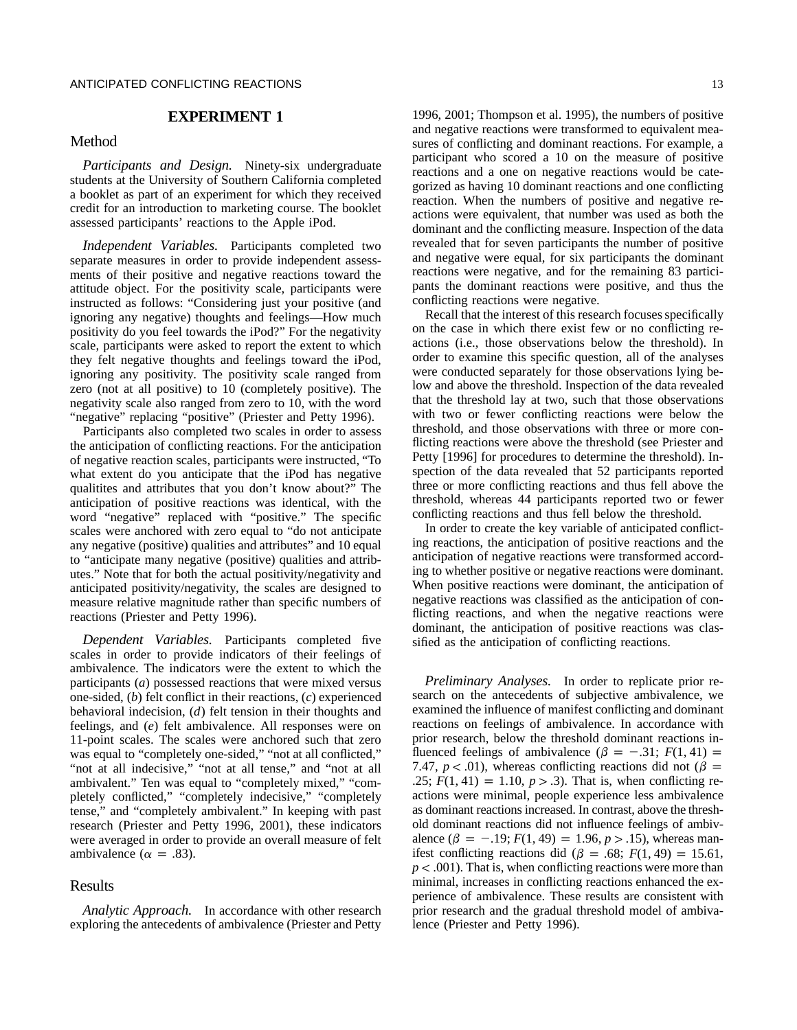## EXPERIMENT 1

### Method

*Participants and Design.* Ninety-six undergraduate students at the University of Southern California completed a booklet as part of an experiment for which they received credit for an introduction to marketing course. The booklet assessed participants' reactions to the Apple iPod.

*Independent Variables.* Participants completed two separate measures in order to provide independent assessments of their positive and negative reactions toward the attitude object. For the positivity scale, participants were instructed as follows: "Considering just your positive (and ignoring any negative) thoughts and feelings—How much positivity do you feel towards the iPod?" For the negativity scale, participants were asked to report the extent to which they felt negative thoughts and feelings toward the iPod, ignoring any positivity. The positivity scale ranged from zero (not at all positive) to 10 (completely positive). The negativity scale also ranged from zero to 10, with the word "negative" replacing "positive" (Priester and Petty 1996).

Participants also completed two scales in order to assess the anticipation of conflicting reactions. For the anticipation of negative reaction scales, participants were instructed, "To what extent do you anticipate that the iPod has negative qualitites and attributes that you don't know about?" The anticipation of positive reactions was identical, with the word "negative" replaced with "positive." The specific scales were anchored with zero equal to "do not anticipate any negative (positive) qualities and attributes" and 10 equal to "anticipate many negative (positive) qualities and attributes." Note that for both the actual positivity/negativity and anticipated positivity/negativity, the scales are designed to measure relative magnitude rather than specific numbers of reactions (Priester and Petty 1996).

*Dependent Variables.* Participants completed five scales in order to provide indicators of their feelings of ambivalence. The indicators were the extent to which the participants (*a*) possessed reactions that were mixed versus one-sided, (*b*) felt conflict in their reactions, (*c*) experienced behavioral indecision, (*d*) felt tension in their thoughts and feelings, and (*e*) felt ambivalence. All responses were on 11-point scales. The scales were anchored such that zero was equal to "completely one-sided," "not at all conflicted," "not at all indecisive," "not at all tense," and "not at all ambivalent." Ten was equal to "completely mixed," "completely conflicted," "completely indecisive," "completely tense," and "completely ambivalent." In keeping with past research (Priester and Petty 1996, 2001), these indicators were averaged in order to provide an overall measure of felt ambivalence ($\alpha = .83$).

### Results

*Analytic Approach.* In accordance with other research exploring the antecedents of ambivalence (Priester and Petty 1996, 2001; Thompson et al. 1995), the numbers of positive and negative reactions were transformed to equivalent measures of conflicting and dominant reactions. For example, a participant who scored a 10 on the measure of positive reactions and a one on negative reactions would be categorized as having 10 dominant reactions and one conflicting reaction. When the numbers of positive and negative reactions were equivalent, that number was used as both the dominant and the conflicting measure. Inspection of the data revealed that for seven participants the number of positive and negative were equal, for six participants the dominant reactions were negative, and for the remaining 83 participants the dominant reactions were positive, and thus the conflicting reactions were negative.

Recall that the interest of this research focuses specifically on the case in which there exist few or no conflicting reactions (i.e., those observations below the threshold). In order to examine this specific question, all of the analyses were conducted separately for those observations lying below and above the threshold. Inspection of the data revealed that the threshold lay at two, such that those observations with two or fewer conflicting reactions were below the threshold, and those observations with three or more conflicting reactions were above the threshold (see Priester and Petty [1996] for procedures to determine the threshold). Inspection of the data revealed that 52 participants reported three or more conflicting reactions and thus fell above the threshold, whereas 44 participants reported two or fewer conflicting reactions and thus fell below the threshold.

In order to create the key variable of anticipated conflicting reactions, the anticipation of positive reactions and the anticipation of negative reactions were transformed according to whether positive or negative reactions were dominant. When positive reactions were dominant, the anticipation of negative reactions was classified as the anticipation of conflicting reactions, and when the negative reactions were dominant, the anticipation of positive reactions was classified as the anticipation of conflicting reactions.

*Preliminary Analyses.* In order to replicate prior research on the antecedents of subjective ambivalence, we examined the influence of manifest conflicting and dominant reactions on feelings of ambivalence. In accordance with prior research, below the threshold dominant reactions influenced feelings of ambivalence ($\beta = -.31$; $F(1, 41) = 7.47$, $p < .01$), whereas conflicting reactions did not ($\beta = .25$; $F(1, 41) = 1.10$, $p > .3$). That is, when conflicting reactions were minimal, people experience less ambivalence as dominant reactions increased. In contrast, above the threshold dominant reactions did not influence feelings of ambivalence ($\beta = -.19$; $F(1, 49) = 1.96$, $p > .15$), whereas manifest conflicting reactions did ($\beta = .68$; $F(1, 49) = 15.61$, $p < .001$). That is, when conflicting reactions were more than minimal, increases in conflicting reactions enhanced the experience of ambivalence. These results are consistent with prior research and the gradual threshold model of ambivalence (Priester and Petty 1996).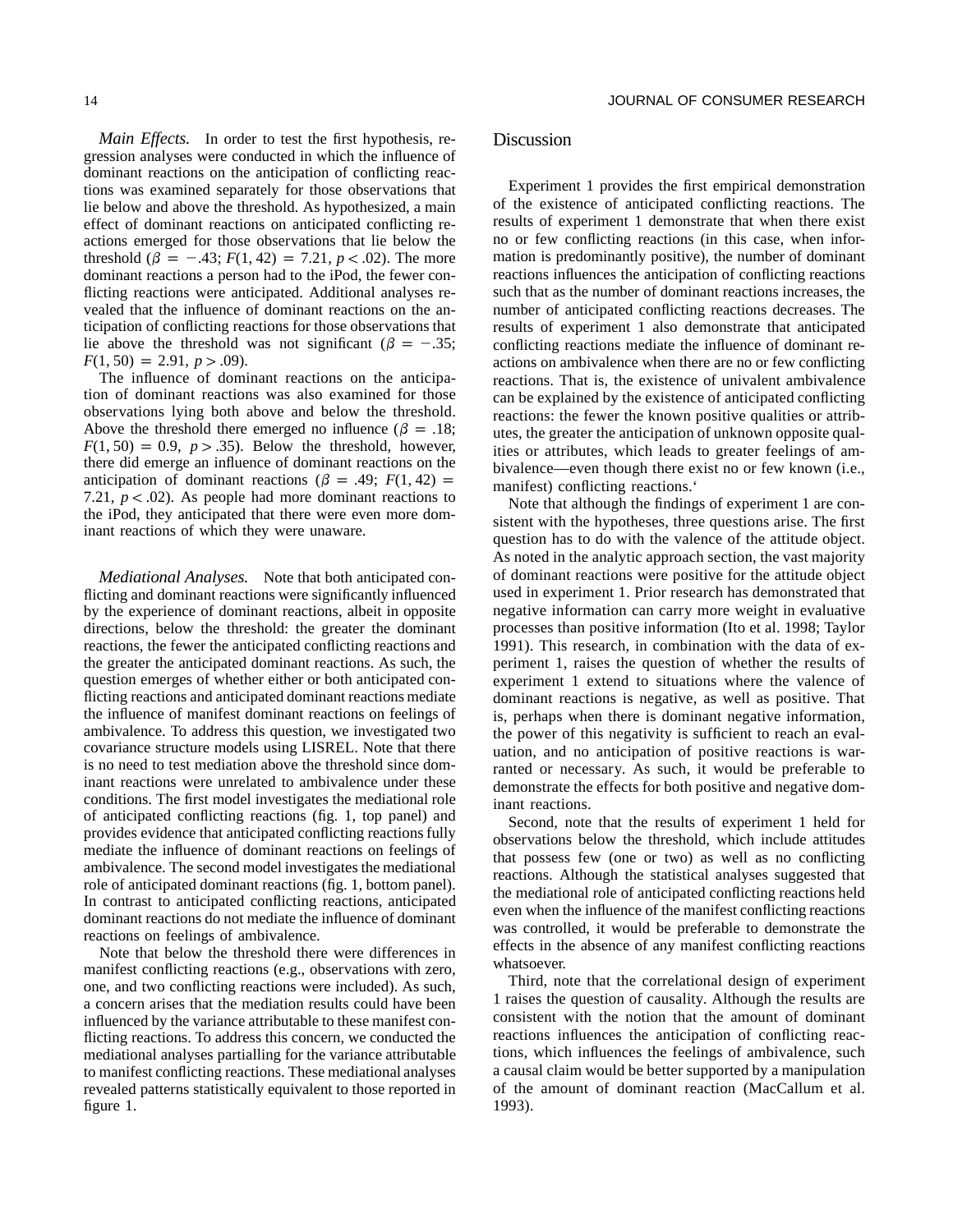*Main Effects.* In order to test the first hypothesis, regression analyses were conducted in which the influence of dominant reactions on the anticipation of conflicting reactions was examined separately for those observations that lie below and above the threshold. As hypothesized, a main effect of dominant reactions on anticipated conflicting reactions emerged for those observations that lie below the threshold ($\beta = -.43$; $F(1, 42) = 7.21$, $p < .02$). The more dominant reactions a person had to the iPod, the fewer conflicting reactions were anticipated. Additional analyses revealed that the influence of dominant reactions on the anticipation of conflicting reactions for those observations that lie above the threshold was not significant ($\beta = -.35$; $F(1, 50) = 2.91$, $p > .09$).

The influence of dominant reactions on the anticipation of dominant reactions was also examined for those observations lying both above and below the threshold. Above the threshold there emerged no influence ($\beta = .18$; $F(1, 50) = 0.9$, $p > .35$). Below the threshold, however, there did emerge an influence of dominant reactions on the anticipation of dominant reactions ($\beta = .49$; $F(1, 42) = 7.21$, $p < .02$). As people had more dominant reactions to the iPod, they anticipated that there were even more dominant reactions of which they were unaware.

*Mediational Analyses.* Note that both anticipated conflicting and dominant reactions were significantly influenced by the experience of dominant reactions, albeit in opposite directions, below the threshold: the greater the dominant reactions, the fewer the anticipated conflicting reactions and the greater the anticipated dominant reactions. As such, the question emerges of whether either or both anticipated conflicting reactions and anticipated dominant reactions mediate the influence of manifest dominant reactions on feelings of ambivalence. To address this question, we investigated two covariance structure models using LISREL. Note that there is no need to test mediation above the threshold since dominant reactions were unrelated to ambivalence under these conditions. The first model investigates the mediational role of anticipated conflicting reactions (fig. 1, top panel) and provides evidence that anticipated conflicting reactions fully mediate the influence of dominant reactions on feelings of ambivalence. The second model investigates the mediational role of anticipated dominant reactions (fig. 1, bottom panel). In contrast to anticipated conflicting reactions, anticipated dominant reactions do not mediate the influence of dominant reactions on feelings of ambivalence.

Note that below the threshold there were differences in manifest conflicting reactions (e.g., observations with zero, one, and two conflicting reactions were included). As such, a concern arises that the mediation results could have been influenced by the variance attributable to these manifest conflicting reactions. To address this concern, we conducted the mediational analyses partialling for the variance attributable to manifest conflicting reactions. These mediational analyses revealed patterns statistically equivalent to those reported in figure 1.

## Discussion

Experiment 1 provides the first empirical demonstration of the existence of anticipated conflicting reactions. The results of experiment 1 demonstrate that when there exist no or few conflicting reactions (in this case, when information is predominantly positive), the number of dominant reactions influences the anticipation of conflicting reactions such that as the number of dominant reactions increases, the number of anticipated conflicting reactions decreases. The results of experiment 1 also demonstrate that anticipated conflicting reactions mediate the influence of dominant reactions on ambivalence when there are no or few conflicting reactions. That is, the existence of univalent ambivalence can be explained by the existence of anticipated conflicting reactions: the fewer the known positive qualities or attributes, the greater the anticipation of unknown opposite qualities or attributes, which leads to greater feelings of ambivalence—even though there exist no or few known (i.e., manifest) conflicting reactions.‘

Note that although the findings of experiment 1 are consistent with the hypotheses, three questions arise. The first question has to do with the valence of the attitude object. As noted in the analytic approach section, the vast majority of dominant reactions were positive for the attitude object used in experiment 1. Prior research has demonstrated that negative information can carry more weight in evaluative processes than positive information (Ito et al. 1998; Taylor 1991). This research, in combination with the data of experiment 1, raises the question of whether the results of experiment 1 extend to situations where the valence of dominant reactions is negative, as well as positive. That is, perhaps when there is dominant negative information, the power of this negativity is sufficient to reach an evaluation, and no anticipation of positive reactions is warranted or necessary. As such, it would be preferable to demonstrate the effects for both positive and negative dominant reactions.

Second, note that the results of experiment 1 held for observations below the threshold, which include attitudes that possess few (one or two) as well as no conflicting reactions. Although the statistical analyses suggested that the mediational role of anticipated conflicting reactions held even when the influence of the manifest conflicting reactions was controlled, it would be preferable to demonstrate the effects in the absence of any manifest conflicting reactions whatsoever.

Third, note that the correlational design of experiment 1 raises the question of causality. Although the results are consistent with the notion that the amount of dominant reactions influences the anticipation of conflicting reactions, which influences the feelings of ambivalence, such a causal claim would be better supported by a manipulation of the amount of dominant reaction (MacCallum et al. 1993).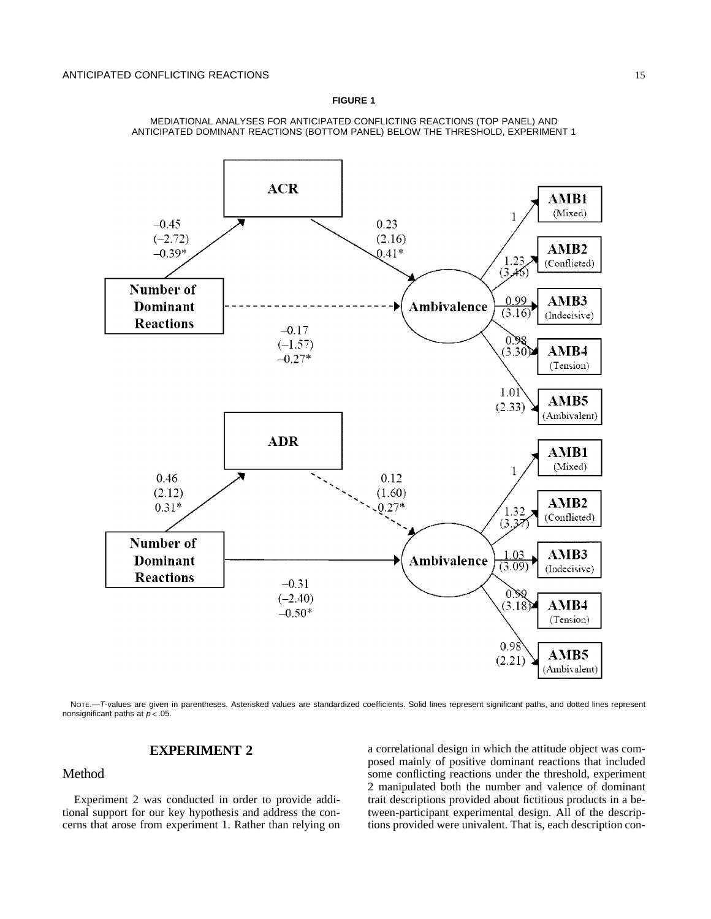**FIGURE 1**

MEDIATIONAL ANALYSES FOR ANTICIPATED CONFLICTING REACTIONS (TOP PANEL) AND ANTICIPATED DOMINANT REACTIONS (BOTTOM PANEL) BELOW THE THRESHOLD, EXPERIMENT 1

NOTE.—*T*-values are given in parentheses. Asterisked values are standardized coefficients. Solid lines represent significant paths, and dotted lines represent nonsignificant paths at $p < .05$.

## EXPERIMENT 2

### Method

Experiment 2 was conducted in order to provide additional support for our key hypothesis and address the concerns that arose from experiment 1. Rather than relying on a correlational design in which the attitude object was composed mainly of positive dominant reactions that included some conflicting reactions under the threshold, experiment 2 manipulated both the number and valence of dominant trait descriptions provided about fictitious products in a between-participant experimental design. All of the descriptions provided were univalent. That is, each description con-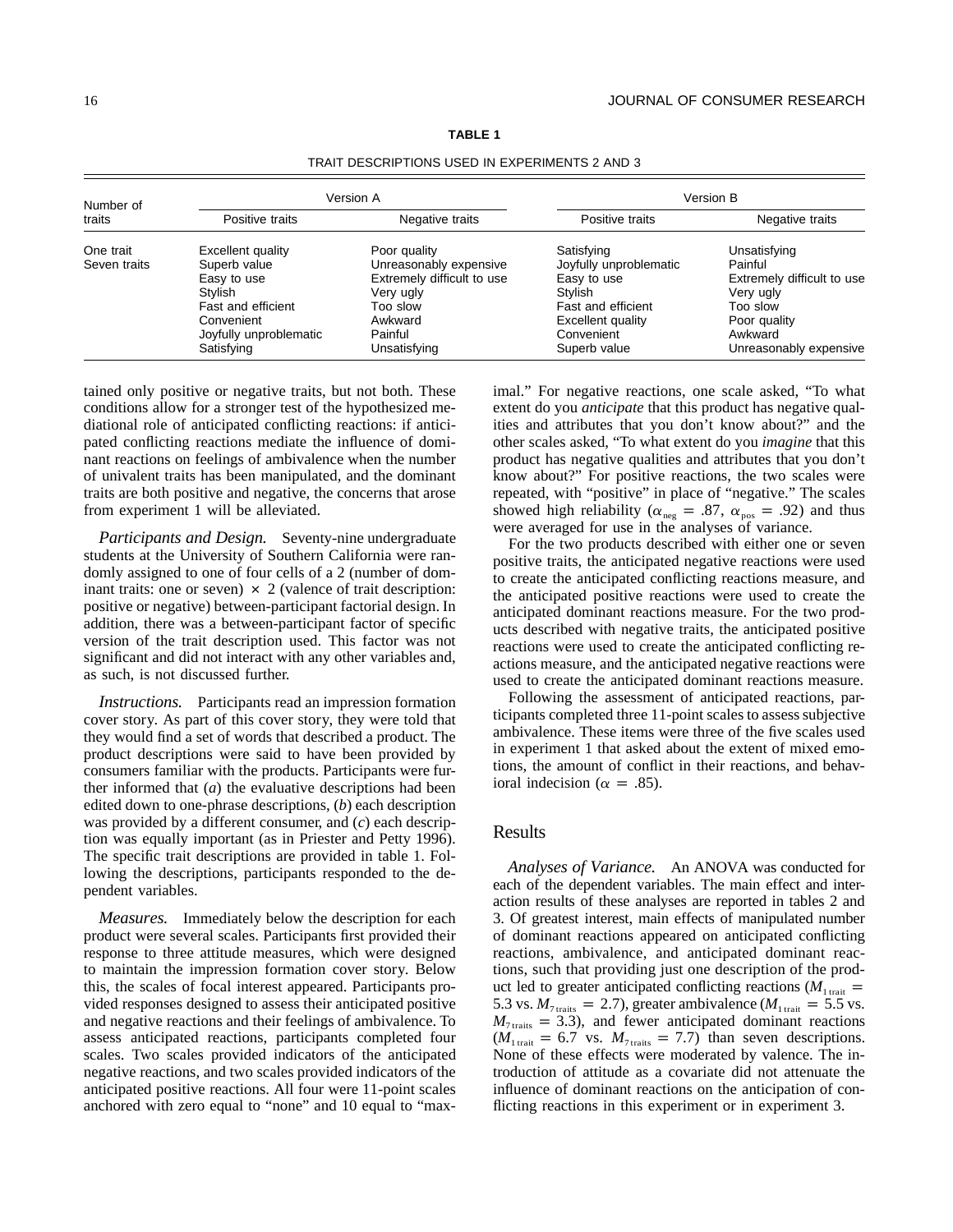**TABLE 1**

TRAIT DESCRIPTIONS USED IN EXPERIMENTS 2 AND 3

| Number of traits | Version A | | Version B | |
|---|---|---|---|---|
| | Positive traits | Negative traits | Positive traits | Negative traits |
| One trait | Excellent quality | Poor quality | Satisfying | Unsatisfying |
| Seven traits | Superb value | Unreasonably expensive | Joyfully unproblematic | Painful |
| | Easy to use | Extremely difficult to use | Easy to use | Extremely difficult to use |
| | Stylish | Very ugly | Stylish | Very ugly |
| | Fast and efficient | Too slow | Fast and efficient | Too slow |
| | Convenient | Awkward | Excellent quality | Poor quality |
| | Joyfully unproblematic | Painful | Convenient | Awkward |
| | Satisfying | Unsatisfying | Superb value | Unreasonably expensive |

tained only positive or negative traits, but not both. These conditions allow for a stronger test of the hypothesized mediational role of anticipated conflicting reactions: if anticipated conflicting reactions mediate the influence of dominant reactions on feelings of ambivalence when the number of univalent traits has been manipulated, and the dominant traits are both positive and negative, the concerns that arose from experiment 1 will be alleviated.

*Participants and Design.* Seventy-nine undergraduate students at the University of Southern California were randomly assigned to one of four cells of a 2 (number of dominant traits: one or seven) $\times$ 2 (valence of trait description: positive or negative) between-participant factorial design. In addition, there was a between-participant factor of specific version of the trait description used. This factor was not significant and did not interact with any other variables and, as such, is not discussed further.

*Instructions.* Participants read an impression formation cover story. As part of this cover story, they were told that they would find a set of words that described a product. The product descriptions were said to have been provided by consumers familiar with the products. Participants were further informed that (*a*) the evaluative descriptions had been edited down to one-phrase descriptions, (*b*) each description was provided by a different consumer, and (*c*) each description was equally important (as in Priester and Petty 1996). The specific trait descriptions are provided in table 1. Following the descriptions, participants responded to the dependent variables.

*Measures.* Immediately below the description for each product were several scales. Participants first provided their response to three attitude measures, which were designed to maintain the impression formation cover story. Below this, the scales of focal interest appeared. Participants provided responses designed to assess their anticipated positive and negative reactions and their feelings of ambivalence. To assess anticipated reactions, participants completed four scales. Two scales provided indicators of the anticipated negative reactions, and two scales provided indicators of the anticipated positive reactions. All four were 11-point scales anchored with zero equal to "none" and 10 equal to "maximal." For negative reactions, one scale asked, "To what extent do you *anticipate* that this product has negative qualities and attributes that you don't know about?" and the other scales asked, "To what extent do you *imagine* that this product has negative qualities and attributes that you don't know about?" For positive reactions, the two scales were repeated, with "positive" in place of "negative." The scales showed high reliability ($\alpha_{neg} = .87$, $\alpha_{pos} = .92$) and thus were averaged for use in the analyses of variance.

For the two products described with either one or seven positive traits, the anticipated negative reactions were used to create the anticipated conflicting reactions measure, and the anticipated positive reactions were used to create the anticipated dominant reactions measure. For the two products described with negative traits, the anticipated positive reactions were used to create the anticipated conflicting reactions measure, and the anticipated negative reactions were used to create the anticipated dominant reactions measure.

Following the assessment of anticipated reactions, participants completed three 11-point scales to assess subjective ambivalence. These items were three of the five scales used in experiment 1 that asked about the extent of mixed emotions, the amount of conflict in their reactions, and behavioral indecision ($\alpha = .85$).

## Results

*Analyses of Variance.* An ANOVA was conducted for each of the dependent variables. The main effect and interaction results of these analyses are reported in tables 2 and 3. Of greatest interest, main effects of manipulated number of dominant reactions appeared on anticipated conflicting reactions, ambivalence, and anticipated dominant reactions, such that providing just one description of the product led to greater anticipated conflicting reactions ($M_{1\,trait} = 5.3$ vs. $M_{7\,traits} = 2.7$), greater ambivalence ($M_{1\,trait} = 5.5$ vs. $M_{7\,traits} = 3.3$), and fewer anticipated dominant reactions ($M_{1\,trait} = 6.7$ vs. $M_{7\,traits} = 7.7$) than seven descriptions. None of these effects were moderated by valence. The introduction of attitude as a covariate did not attenuate the influence of dominant reactions on the anticipation of conflicting reactions in this experiment or in experiment 3.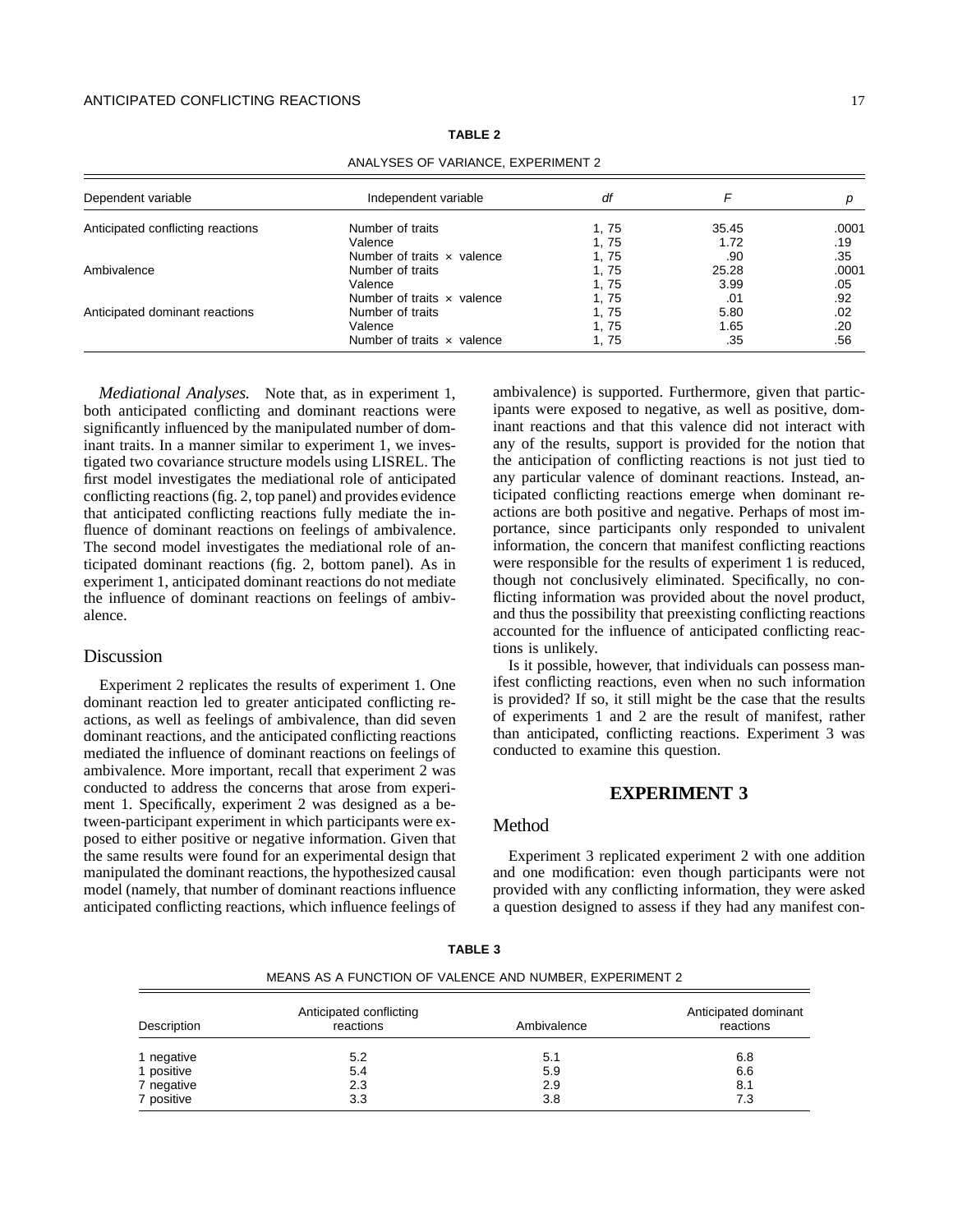**TABLE 2**

ANALYSES OF VARIANCE, EXPERIMENT 2

| Dependent variable | Independent variable | *df* | *F* | *p* |
|---|---|---|---|---|
| Anticipated conflicting reactions | Number of traits | 1, 75 | 35.45 | .0001 |
| | Valence | 1, 75 | 1.72 | .19 |
| | Number of traits × valence | 1, 75 | .90 | .35 |
| Ambivalence | Number of traits | 1, 75 | 25.28 | .0001 |
| | Valence | 1, 75 | 3.99 | .05 |
| | Number of traits × valence | 1, 75 | .01 | .92 |
| Anticipated dominant reactions | Number of traits | 1, 75 | 5.80 | .02 |
| | Valence | 1, 75 | 1.65 | .20 |
| | Number of traits × valence | 1, 75 | .35 | .56 |

*Mediational Analyses.* Note that, as in experiment 1, both anticipated conflicting and dominant reactions were significantly influenced by the manipulated number of dominant traits. In a manner similar to experiment 1, we investigated two covariance structure models using LISREL. The first model investigates the mediational role of anticipated conflicting reactions (fig. 2, top panel) and provides evidence that anticipated conflicting reactions fully mediate the influence of dominant reactions on feelings of ambivalence. The second model investigates the mediational role of anticipated dominant reactions (fig. 2, bottom panel). As in experiment 1, anticipated dominant reactions do not mediate the influence of dominant reactions on feelings of ambivalence.

## Discussion

Experiment 2 replicates the results of experiment 1. One dominant reaction led to greater anticipated conflicting reactions, as well as feelings of ambivalence, than did seven dominant reactions, and the anticipated conflicting reactions mediated the influence of dominant reactions on feelings of ambivalence. More important, recall that experiment 2 was conducted to address the concerns that arose from experiment 1. Specifically, experiment 2 was designed as a between-participant experiment in which participants were exposed to either positive or negative information. Given that the same results were found for an experimental design that manipulated the dominant reactions, the hypothesized causal model (namely, that number of dominant reactions influence anticipated conflicting reactions, which influence feelings of ambivalence) is supported. Furthermore, given that participants were exposed to negative, as well as positive, dominant reactions and that this valence did not interact with any of the results, support is provided for the notion that the anticipation of conflicting reactions is not just tied to any particular valence of dominant reactions. Instead, anticipated conflicting reactions emerge when dominant reactions are both positive and negative. Perhaps of most importance, since participants only responded to univalent information, the concern that manifest conflicting reactions were responsible for the results of experiment 1 is reduced, though not conclusively eliminated. Specifically, no conflicting information was provided about the novel product, and thus the possibility that preexisting conflicting reactions accounted for the influence of anticipated conflicting reactions is unlikely.

Is it possible, however, that individuals can possess manifest conflicting reactions, even when no such information is provided? If so, it still might be the case that the results of experiments 1 and 2 are the result of manifest, rather than anticipated, conflicting reactions. Experiment 3 was conducted to examine this question.

# EXPERIMENT 3

## Method

Experiment 3 replicated experiment 2 with one addition and one modification: even though participants were not provided with any conflicting information, they were asked a question designed to assess if they had any manifest con-

**TABLE 3**

MEANS AS A FUNCTION OF VALENCE AND NUMBER, EXPERIMENT 2

| Description | Anticipated conflicting reactions | Ambivalence | Anticipated dominant reactions |
|---|---|---|---|
| 1 negative | 5.2 | 5.1 | 6.8 |
| 1 positive | 5.4 | 5.9 | 6.6 |
| 7 negative | 2.3 | 2.9 | 8.1 |
| 7 positive | 3.3 | 3.8 | 7.3 |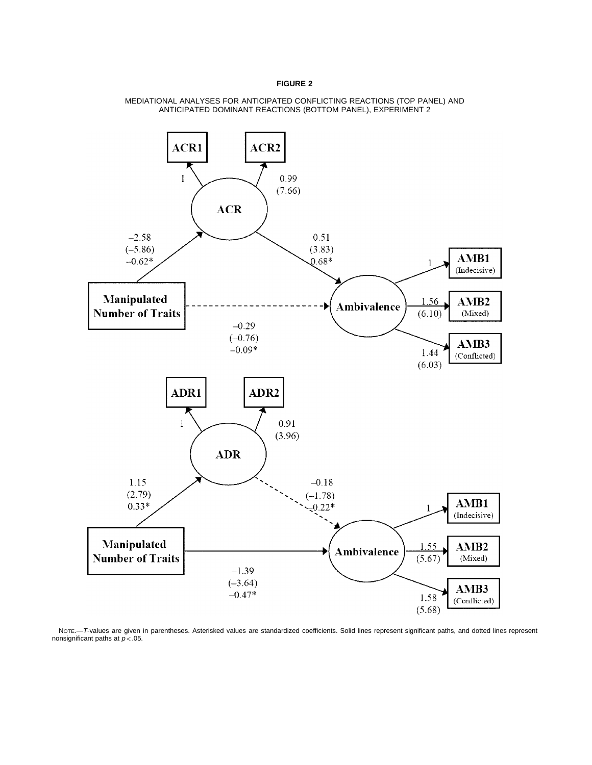**FIGURE 2**

MEDIATIONAL ANALYSES FOR ANTICIPATED CONFLICTING REACTIONS (TOP PANEL) AND ANTICIPATED DOMINANT REACTIONS (BOTTOM PANEL), EXPERIMENT 2

NOTE.—*T*-values are given in parentheses. Asterisked values are standardized coefficients. Solid lines represent significant paths, and dotted lines represent nonsignificant paths at $p < .05$.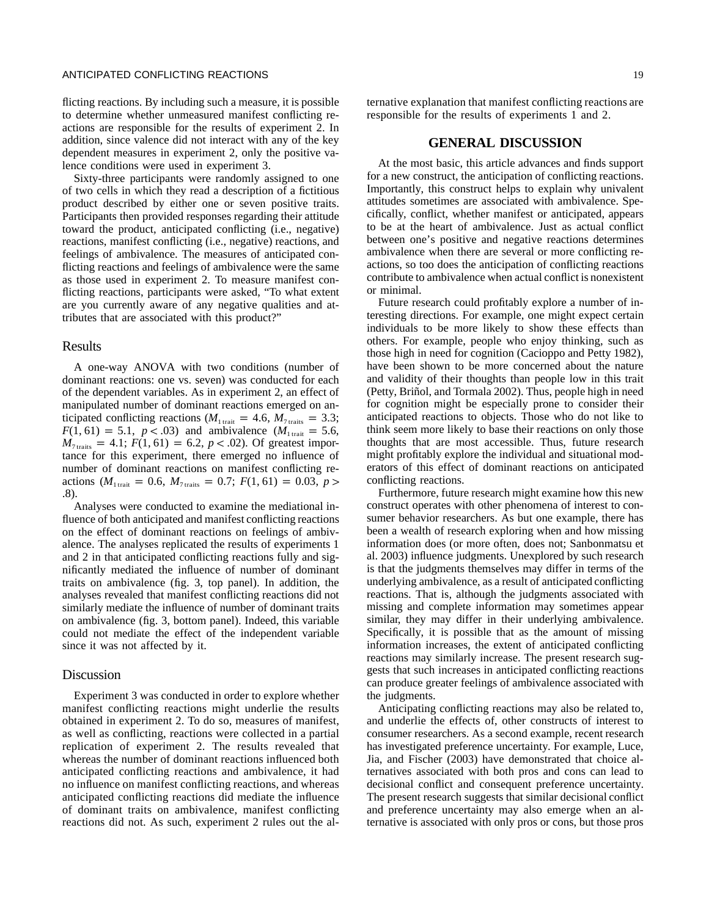flicting reactions. By including such a measure, it is possible to determine whether unmeasured manifest conflicting reactions are responsible for the results of experiment 2. In addition, since valence did not interact with any of the key dependent measures in experiment 2, only the positive valence conditions were used in experiment 3.

Sixty-three participants were randomly assigned to one of two cells in which they read a description of a fictitious product described by either one or seven positive traits. Participants then provided responses regarding their attitude toward the product, anticipated conflicting (i.e., negative) reactions, manifest conflicting (i.e., negative) reactions, and feelings of ambivalence. The measures of anticipated conflicting reactions and feelings of ambivalence were the same as those used in experiment 2. To measure manifest conflicting reactions, participants were asked, "To what extent are you currently aware of any negative qualities and attributes that are associated with this product?"

## Results

A one-way ANOVA with two conditions (number of dominant reactions: one vs. seven) was conducted for each of the dependent variables. As in experiment 2, an effect of manipulated number of dominant reactions emerged on anticipated conflicting reactions ($M_{1\,\text{trait}} = 4.6$, $M_{7\,\text{traits}} = 3.3$; $F(1, 61) = 5.1$, $p < .03$) and ambivalence ($M_{1\,\text{trait}} = 5.6$, $M_{7\,\text{traits}} = 4.1$; $F(1, 61) = 6.2$, $p < .02$). Of greatest importance for this experiment, there emerged no influence of number of dominant reactions on manifest conflicting reactions ($M_{1\,\text{trait}} = 0.6$, $M_{7\,\text{traits}} = 0.7$; $F(1, 61) = 0.03$, $p > .8$).

Analyses were conducted to examine the mediational influence of both anticipated and manifest conflicting reactions on the effect of dominant reactions on feelings of ambivalence. The analyses replicated the results of experiments 1 and 2 in that anticipated conflicting reactions fully and significantly mediated the influence of number of dominant traits on ambivalence (fig. 3, top panel). In addition, the analyses revealed that manifest conflicting reactions did not similarly mediate the influence of number of dominant traits on ambivalence (fig. 3, bottom panel). Indeed, this variable could not mediate the effect of the independent variable since it was not affected by it.

## Discussion

Experiment 3 was conducted in order to explore whether manifest conflicting reactions might underlie the results obtained in experiment 2. To do so, measures of manifest, as well as conflicting, reactions were collected in a partial replication of experiment 2. The results revealed that whereas the number of dominant reactions influenced both anticipated conflicting reactions and ambivalence, it had no influence on manifest conflicting reactions, and whereas anticipated conflicting reactions did mediate the influence of dominant traits on ambivalence, manifest conflicting reactions did not. As such, experiment 2 rules out the alternative explanation that manifest conflicting reactions are responsible for the results of experiments 1 and 2.

# GENERAL DISCUSSION

At the most basic, this article advances and finds support for a new construct, the anticipation of conflicting reactions. Importantly, this construct helps to explain why univalent attitudes sometimes are associated with ambivalence. Specifically, conflict, whether manifest or anticipated, appears to be at the heart of ambivalence. Just as actual conflict between one's positive and negative reactions determines ambivalence when there are several or more conflicting reactions, so too does the anticipation of conflicting reactions contribute to ambivalence when actual conflict is nonexistent or minimal.

Future research could profitably explore a number of interesting directions. For example, one might expect certain individuals to be more likely to show these effects than others. For example, people who enjoy thinking, such as those high in need for cognition (Cacioppo and Petty 1982), have been shown to be more concerned about the nature and validity of their thoughts than people low in this trait (Petty, Briñol, and Tormala 2002). Thus, people high in need for cognition might be especially prone to consider their anticipated reactions to objects. Those who do not like to think seem more likely to base their reactions on only those thoughts that are most accessible. Thus, future research might profitably explore the individual and situational moderators of this effect of dominant reactions on anticipated conflicting reactions.

Furthermore, future research might examine how this new construct operates with other phenomena of interest to consumer behavior researchers. As but one example, there has been a wealth of research exploring when and how missing information does (or more often, does not; Sanbonmatsu et al. 2003) influence judgments. Unexplored by such research is that the judgments themselves may differ in terms of the underlying ambivalence, as a result of anticipated conflicting reactions. That is, although the judgments associated with missing and complete information may sometimes appear similar, they may differ in their underlying ambivalence. Specifically, it is possible that as the amount of missing information increases, the extent of anticipated conflicting reactions may similarly increase. The present research suggests that such increases in anticipated conflicting reactions can produce greater feelings of ambivalence associated with the judgments.

Anticipating conflicting reactions may also be related to, and underlie the effects of, other constructs of interest to consumer researchers. As a second example, recent research has investigated preference uncertainty. For example, Luce, Jia, and Fischer (2003) have demonstrated that choice alternatives associated with both pros and cons can lead to decisional conflict and consequent preference uncertainty. The present research suggests that similar decisional conflict and preference uncertainty may also emerge when an alternative is associated with only pros or cons, but those pros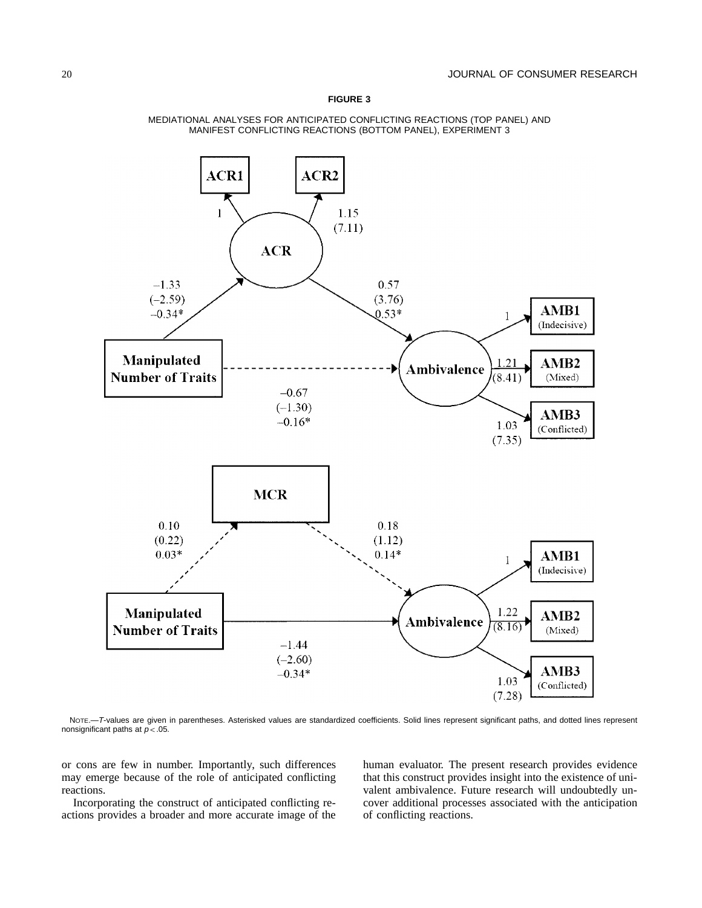**FIGURE 3**

MEDIATIONAL ANALYSES FOR ANTICIPATED CONFLICTING REACTIONS (TOP PANEL) AND MANIFEST CONFLICTING REACTIONS (BOTTOM PANEL), EXPERIMENT 3

NOTE.—*T*-values are given in parentheses. Asterisked values are standardized coefficients. Solid lines represent significant paths, and dotted lines represent nonsignificant paths at $p < .05$.

or cons are few in number. Importantly, such differences may emerge because of the role of anticipated conflicting reactions.

Incorporating the construct of anticipated conflicting reactions provides a broader and more accurate image of the human evaluator. The present research provides evidence that this construct provides insight into the existence of univalent ambivalence. Future research will undoubtedly uncover additional processes associated with the anticipation of conflicting reactions.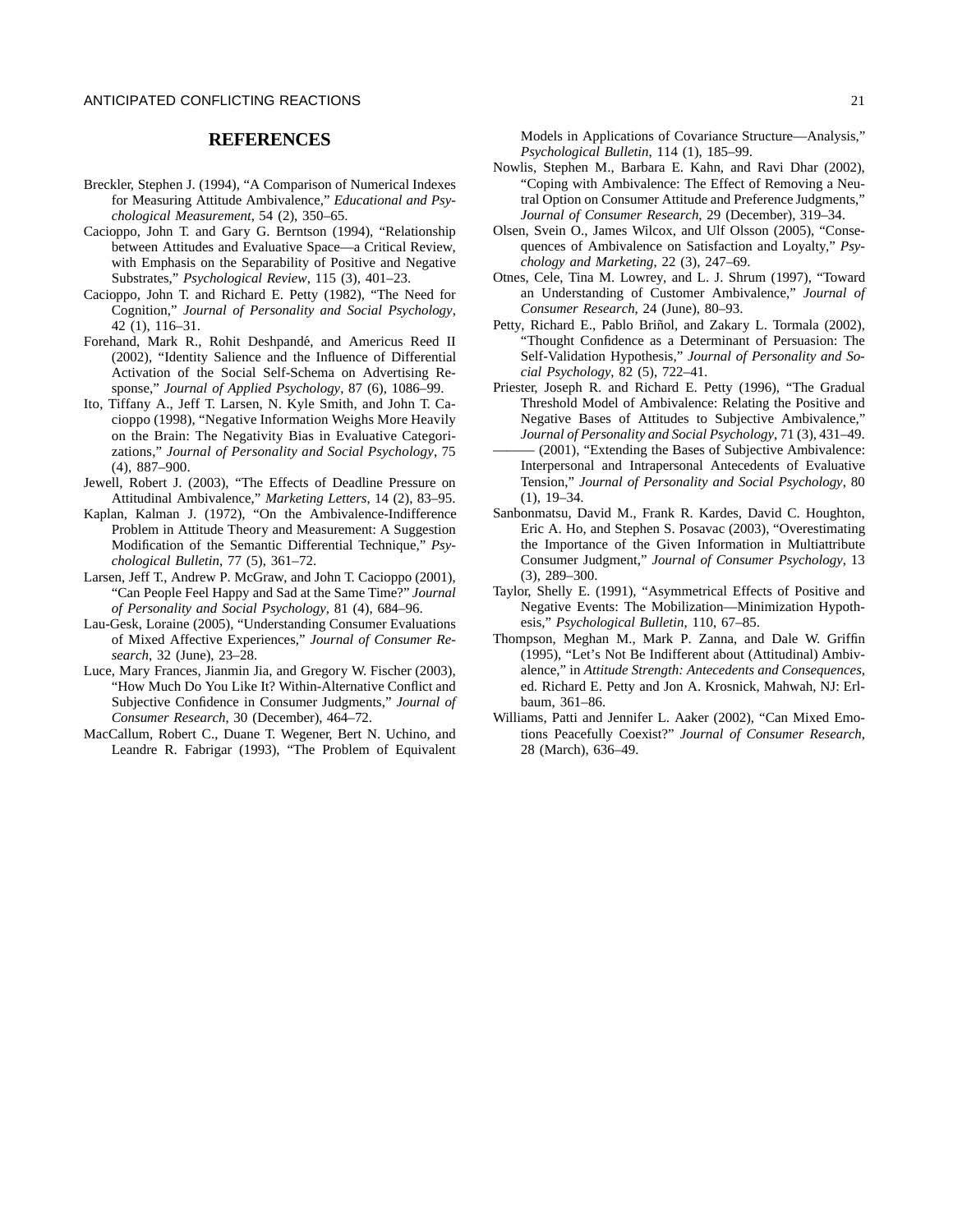## REFERENCES

Breckler, Stephen J. (1994), "A Comparison of Numerical Indexes for Measuring Attitude Ambivalence," *Educational and Psychological Measurement*, 54 (2), 350–65.

Cacioppo, John T. and Gary G. Berntson (1994), "Relationship between Attitudes and Evaluative Space—a Critical Review, with Emphasis on the Separability of Positive and Negative Substrates," *Psychological Review*, 115 (3), 401–23.

Cacioppo, John T. and Richard E. Petty (1982), "The Need for Cognition," *Journal of Personality and Social Psychology*, 42 (1), 116–31.

Forehand, Mark R., Rohit Deshpandé, and Americus Reed II (2002), "Identity Salience and the Influence of Differential Activation of the Social Self-Schema on Advertising Response," *Journal of Applied Psychology*, 87 (6), 1086–99.

Ito, Tiffany A., Jeff T. Larsen, N. Kyle Smith, and John T. Cacioppo (1998), "Negative Information Weighs More Heavily on the Brain: The Negativity Bias in Evaluative Categorizations," *Journal of Personality and Social Psychology*, 75 (4), 887–900.

Jewell, Robert J. (2003), "The Effects of Deadline Pressure on Attitudinal Ambivalence," *Marketing Letters*, 14 (2), 83–95.

Kaplan, Kalman J. (1972), "On the Ambivalence-Indifference Problem in Attitude Theory and Measurement: A Suggestion Modification of the Semantic Differential Technique," *Psychological Bulletin*, 77 (5), 361–72.

Larsen, Jeff T., Andrew P. McGraw, and John T. Cacioppo (2001), "Can People Feel Happy and Sad at the Same Time?" *Journal of Personality and Social Psychology*, 81 (4), 684–96.

Lau-Gesk, Loraine (2005), "Understanding Consumer Evaluations of Mixed Affective Experiences," *Journal of Consumer Research*, 32 (June), 23–28.

Luce, Mary Frances, Jianmin Jia, and Gregory W. Fischer (2003), "How Much Do You Like It? Within-Alternative Conflict and Subjective Confidence in Consumer Judgments," *Journal of Consumer Research*, 30 (December), 464–72.

MacCallum, Robert C., Duane T. Wegener, Bert N. Uchino, and Leandre R. Fabrigar (1993), "The Problem of Equivalent Models in Applications of Covariance Structure—Analysis," *Psychological Bulletin*, 114 (1), 185–99.

Nowlis, Stephen M., Barbara E. Kahn, and Ravi Dhar (2002), "Coping with Ambivalence: The Effect of Removing a Neutral Option on Consumer Attitude and Preference Judgments," *Journal of Consumer Research*, 29 (December), 319–34.

Olsen, Svein O., James Wilcox, and Ulf Olsson (2005), "Consequences of Ambivalence on Satisfaction and Loyalty," *Psychology and Marketing*, 22 (3), 247–69.

Otnes, Cele, Tina M. Lowrey, and L. J. Shrum (1997), "Toward an Understanding of Customer Ambivalence," *Journal of Consumer Research*, 24 (June), 80–93.

Petty, Richard E., Pablo Briñol, and Zakary L. Tormala (2002), "Thought Confidence as a Determinant of Persuasion: The Self-Validation Hypothesis," *Journal of Personality and Social Psychology*, 82 (5), 722–41.

Priester, Joseph R. and Richard E. Petty (1996), "The Gradual Threshold Model of Ambivalence: Relating the Positive and Negative Bases of Attitudes to Subjective Ambivalence," *Journal of Personality and Social Psychology*, 71 (3), 431–49.

——— (2001), "Extending the Bases of Subjective Ambivalence: Interpersonal and Intrapersonal Antecedents of Evaluative Tension," *Journal of Personality and Social Psychology*, 80 (1), 19–34.

Sanbonmatsu, David M., Frank R. Kardes, David C. Houghton, Eric A. Ho, and Stephen S. Posavac (2003), "Overestimating the Importance of the Given Information in Multiattribute Consumer Judgment," *Journal of Consumer Psychology*, 13 (3), 289–300.

Taylor, Shelly E. (1991), "Asymmetrical Effects of Positive and Negative Events: The Mobilization—Minimization Hypothesis," *Psychological Bulletin*, 110, 67–85.

Thompson, Meghan M., Mark P. Zanna, and Dale W. Griffin (1995), "Let's Not Be Indifferent about (Attitudinal) Ambivalence," in *Attitude Strength: Antecedents and Consequences*, ed. Richard E. Petty and Jon A. Krosnick, Mahwah, NJ: Erlbaum, 361–86.

Williams, Patti and Jennifer L. Aaker (2002), "Can Mixed Emotions Peacefully Coexist?" *Journal of Consumer Research*, 28 (March), 636–49.